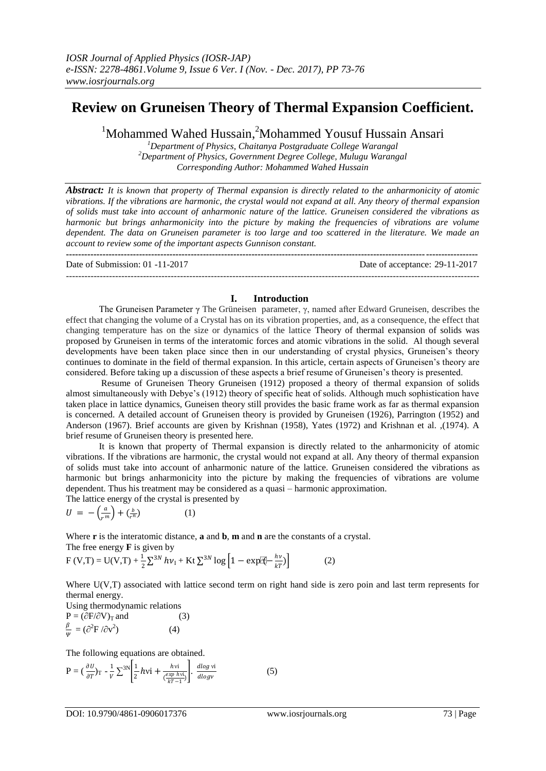# Review on Gruneisen Theory of Thermal Expansion Coefficient.

[1]Mohammed Wahed Hussain, [2]Mohammed Yousuf Hussain Ansari

[1]*Department of Physics, Chaitanya Postgraduate College Warangal*
[2]*Department of Physics, Government Degree College, Mulugu Warangal*
*Corresponding Author: Mohammed Wahed Hussain*

***Abstract:*** *It is known that property of Thermal expansion is directly related to the anharmonicity of atomic vibrations. If the vibrations are harmonic, the crystal would not expand at all. Any theory of thermal expansion of solids must take into account of anharmonic nature of the lattice. Gruneisen considered the vibrations as harmonic but brings anharmonicity into the picture by making the frequencies of vibrations are volume dependent. The data on Gruneisen parameter is too large and too scattered in the literature. We made an account to review some of the important aspects Gunnison constant.*

Date of Submission: 01 -11-2017 Date of acceptance: 29-11-2017

## I. Introduction

The Gruneisen Parameter γ The Grüneisen parameter, γ, named after Edward Gruneisen, describes the effect that changing the volume of a Crystal has on its vibration properties, and, as a consequence, the effect that changing temperature has on the size or dynamics of the lattice Theory of thermal expansion of solids was proposed by Gruneisen in terms of the interatomic forces and atomic vibrations in the solid. Al though several developments have been taken place since then in our understanding of crystal physics, Gruneisen's theory continues to dominate in the field of thermal expansion. In this article, certain aspects of Gruneisen's theory are considered. Before taking up a discussion of these aspects a brief resume of Gruneisen's theory is presented.

Resume of Gruneisen Theory Gruneisen (1912) proposed a theory of thermal expansion of solids almost simultaneously with Debye's (1912) theory of specific heat of solids. Although much sophistication have taken place in lattice dynamics, Guneisen theory still provides the basic frame work as far as thermal expansion is concerned. A detailed account of Gruneisen theory is provided by Gruneisen (1926), Parrington (1952) and Anderson (1967). Brief accounts are given by Krishnan (1958), Yates (1972) and Krishnan et al. ,(1974). A brief resume of Gruneisen theory is presented here.

It is known that property of Thermal expansion is directly related to the anharmonicity of atomic vibrations. If the vibrations are harmonic, the crystal would not expand at all. Any theory of thermal expansion of solids must take into account of anharmonic nature of the lattice. Gruneisen considered the vibrations as harmonic but brings anharmonicity into the picture by making the frequencies of vibrations are volume dependent. Thus his treatment may be considered as a quasi – harmonic approximation.

The lattice energy of the crystal is presented by

$$U = -\left(\frac{a}{r^m}\right) + \left(\frac{b}{r^n}\right) \qquad (1)$$

Where **r** is the interatomic distance, **a** and **b**, **m** and **n** are the constants of a crystal.

The free energy **F** is given by

$$F(V,T) = U(V,T) + \frac{1}{2}\sum^{3N} h\nu_I + Kt\sum^{3N} \log\left[1 - \exp\left(-\frac{h\nu}{kT}\right)\right] \qquad (2)$$

Where U(V,T) associated with lattice second term on right hand side is zero poin and last term represents for thermal energy.

Using thermodynamic relations

$$P = (\partial F/\partial V)_T \text{ and} \qquad (3)$$

$$\frac{\beta}{\psi} = (\partial^2 F/\partial v^2) \qquad (4)$$

The following equations are obtained.

$$P = \left(\frac{\partial U}{\partial T}\right)_T - \frac{1}{V}\sum^{3N}\left[\frac{1}{2}h\nu i + \frac{h\nu i}{\left(\frac{\exp\, h\nu i}{kT-1}\right)}\right] \cdot \frac{d\log \nu i}{d\log v} \qquad (5)$$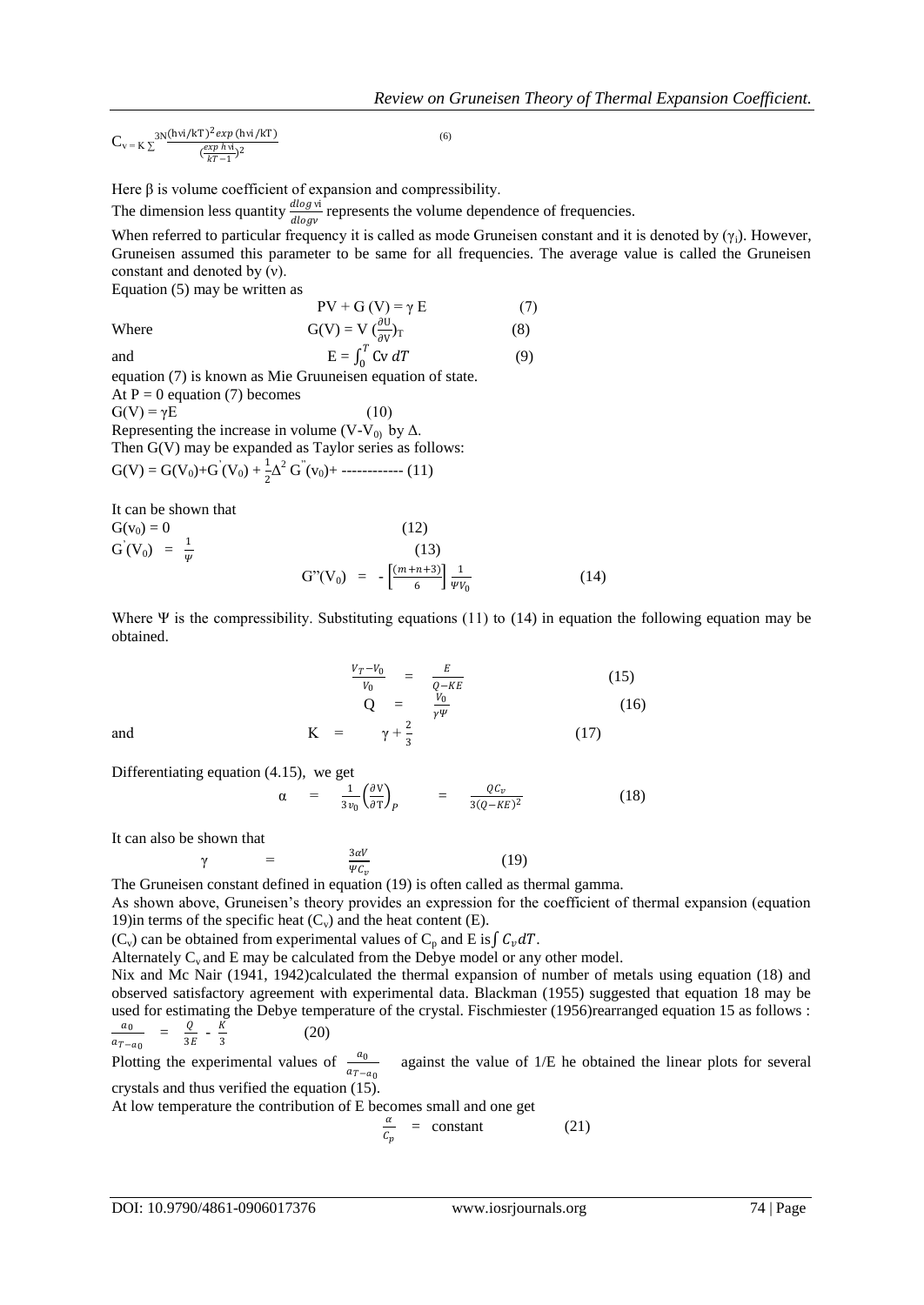$$C_v = K \sum \frac{3N (h\nu i/kT)^2 exp\,(h\nu i/kT)}{(\frac{exp\,h\nu i}{kT}-1)^2} \quad (6)$$

Here β is volume coefficient of expansion and compressibility.

The dimension less quantity $\frac{dlog\,\nu i}{dlog\nu}$ represents the volume dependence of frequencies.

When referred to particular frequency it is called as mode Gruneisen constant and it is denoted by ($\gamma_i$). However, Gruneisen assumed this parameter to be same for all frequencies. The average value is called the Gruneisen constant and denoted by (v).

Equation (5) may be written as

$$PV + G(V) = \gamma E \quad (7)$$

Where $$G(V) = V \left(\frac{\partial U}{\partial V}\right)_T \quad (8)$$

and $$E = \int_0^T Cv\, dT \quad (9)$$

equation (7) is known as Mie Gruuneisen equation of state.

At P = 0 equation (7) becomes

$$G(V) = \gamma E \quad (10)$$

Representing the increase in volume ($V-V_0$) by Δ.

Then G(V) may be expanded as Taylor series as follows:

$$G(V) = G(V_0)+G^{'}(V_0) + \frac{1}{2}\Delta^2\, G^{''}(v_0)+ \text{------------} \quad (11)$$

It can be shown that

$$G(v_0) = 0 \quad (12)$$

$$G^{'}(V_0) = \frac{1}{\Psi} \quad (13)$$

$$G''(V_0) = -\left[\frac{(m+n+3)}{6}\right]\frac{1}{\Psi V_0} \quad (14)$$

Where Ψ is the compressibility. Substituting equations (11) to (14) in equation the following equation may be obtained.

$$\frac{V_T - V_0}{V_0} = \frac{E}{Q-KE} \quad (15)$$

$$Q = \frac{V_0}{\gamma\Psi} \quad (16)$$

and $$K = \gamma + \frac{2}{3} \quad (17)$$

Differentiating equation (4.15), we get

$$\alpha = \frac{1}{3v_0}\left(\frac{\partial V}{\partial T}\right)_P = \frac{QC_v}{3(Q-KE)^2} \quad (18)$$

It can also be shown that

$$\gamma = \frac{3\alpha V}{\Psi C_v} \quad (19)$$

The Gruneisen constant defined in equation (19) is often called as thermal gamma.

As shown above, Gruneisen's theory provides an expression for the coefficient of thermal expansion (equation 19)in terms of the specific heat ($C_v$) and the heat content (E).

($C_v$) can be obtained from experimental values of $C_p$ and E is $\int C_v dT$.

Alternately $C_v$ and E may be calculated from the Debye model or any other model.

Nix and Mc Nair (1941, 1942)calculated the thermal expansion of number of metals using equation (18) and observed satisfactory agreement with experimental data. Blackman (1955) suggested that equation 18 may be used for estimating the Debye temperature of the crystal. Fischmiester (1956)rearranged equation 15 as follows :

$$\frac{a_0}{a_{T-a_0}} = \frac{Q}{3E} - \frac{K}{3} \quad (20)$$

Plotting the experimental values of $\frac{a_0}{a_{T-a_0}}$ against the value of 1/E he obtained the linear plots for several crystals and thus verified the equation (15).

At low temperature the contribution of E becomes small and one get

$$\frac{\alpha}{C_p} = \text{constant} \quad (21)$$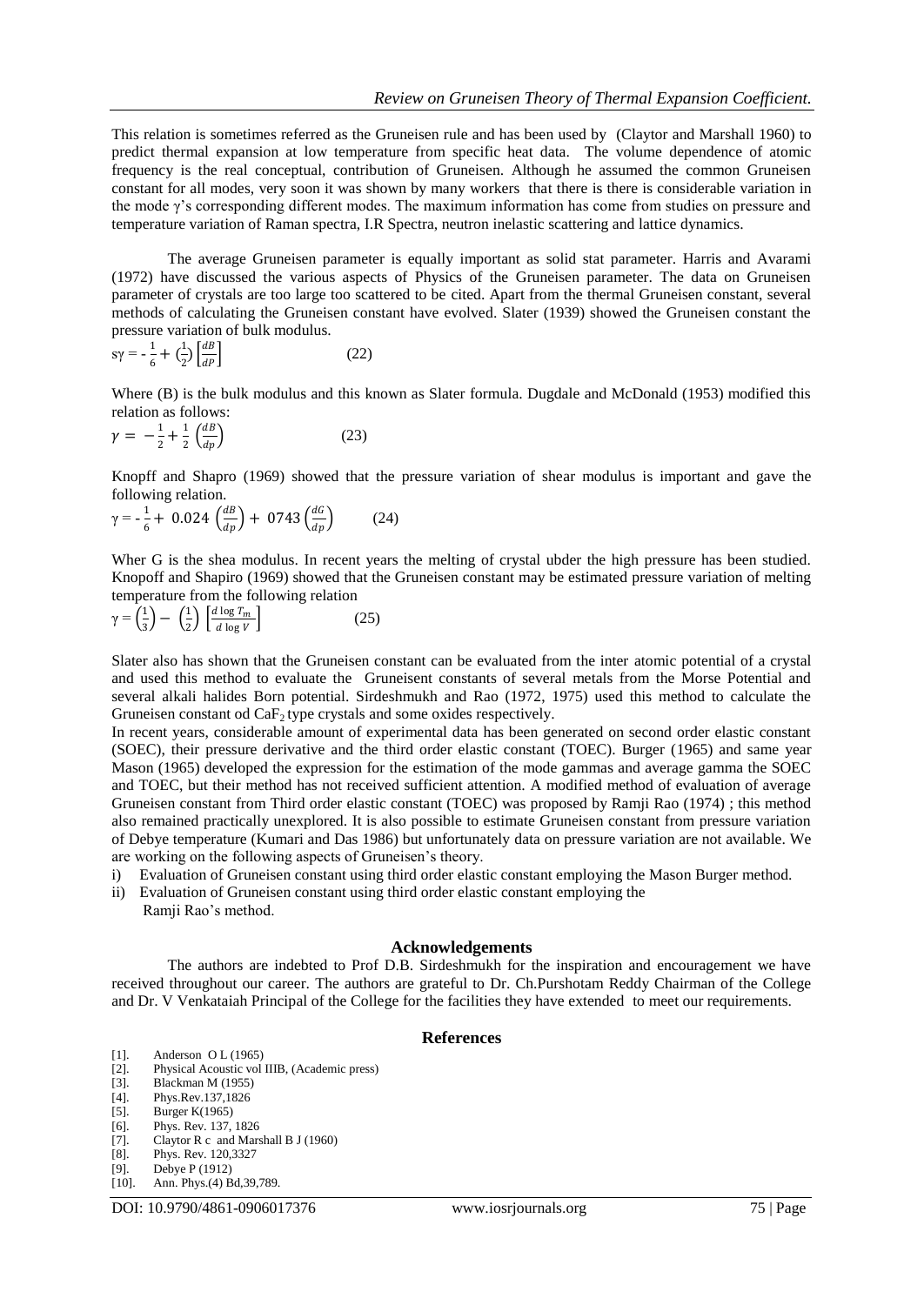This relation is sometimes referred as the Gruneisen rule and has been used by (Claytor and Marshall 1960) to predict thermal expansion at low temperature from specific heat data. The volume dependence of atomic frequency is the real conceptual, contribution of Gruneisen. Although he assumed the common Gruneisen constant for all modes, very soon it was shown by many workers that there is there is considerable variation in the mode γ's corresponding different modes. The maximum information has come from studies on pressure and temperature variation of Raman spectra, I.R Spectra, neutron inelastic scattering and lattice dynamics.

The average Gruneisen parameter is equally important as solid stat parameter. Harris and Avarami (1972) have discussed the various aspects of Physics of the Gruneisen parameter. The data on Gruneisen parameter of crystals are too large too scattered to be cited. Apart from the thermal Gruneisen constant, several methods of calculating the Gruneisen constant have evolved. Slater (1939) showed the Gruneisen constant the pressure variation of bulk modulus.

$$s\gamma = -\frac{1}{6} + \left(\frac{1}{2}\right)\left[\frac{dB}{dP}\right] \qquad (22)$$

Where (B) is the bulk modulus and this known as Slater formula. Dugdale and McDonald (1953) modified this relation as follows:

$$\gamma = -\frac{1}{2} + \frac{1}{2}\left(\frac{dB}{dp}\right) \qquad (23)$$

Knopff and Shapro (1969) showed that the pressure variation of shear modulus is important and gave the following relation.

$$\gamma = -\frac{1}{6} + 0.024\left(\frac{dB}{dp}\right) + 0743\left(\frac{dG}{dp}\right) \qquad (24)$$

Wher G is the shea modulus. In recent years the melting of crystal ubder the high pressure has been studied. Knopoff and Shapiro (1969) showed that the Gruneisen constant may be estimated pressure variation of melting temperature from the following relation

$$\gamma = \left(\frac{1}{3}\right) - \left(\frac{1}{2}\right)\left[\frac{d \log T_m}{d \log V}\right] \qquad (25)$$

Slater also has shown that the Gruneisen constant can be evaluated from the inter atomic potential of a crystal and used this method to evaluate the Gruneisent constants of several metals from the Morse Potential and several alkali halides Born potential. Sirdeshmukh and Rao (1972, 1975) used this method to calculate the Gruneisen constant od $CaF_2$ type crystals and some oxides respectively.

In recent years, considerable amount of experimental data has been generated on second order elastic constant (SOEC), their pressure derivative and the third order elastic constant (TOEC). Burger (1965) and same year Mason (1965) developed the expression for the estimation of the mode gammas and average gamma the SOEC and TOEC, but their method has not received sufficient attention. A modified method of evaluation of average Gruneisen constant from Third order elastic constant (TOEC) was proposed by Ramji Rao (1974) ; this method also remained practically unexplored. It is also possible to estimate Gruneisen constant from pressure variation of Debye temperature (Kumari and Das 1986) but unfortunately data on pressure variation are not available. We are working on the following aspects of Gruneisen's theory.

i) Evaluation of Gruneisen constant using third order elastic constant employing the Mason Burger method.
ii) Evaluation of Gruneisen constant using third order elastic constant employing the Ramji Rao's method.

## Acknowledgements

The authors are indebted to Prof D.B. Sirdeshmukh for the inspiration and encouragement we have received throughout our career. The authors are grateful to Dr. Ch.Purshotam Reddy Chairman of the College and Dr. V Venkataiah Principal of the College for the facilities they have extended to meet our requirements.

## References

[1]. Anderson O L (1965)
[2]. Physical Acoustic vol IIIB, (Academic press)
[3]. Blackman M (1955)
[4]. Phys.Rev.137,1826
[5]. Burger K(1965)
[6]. Phys. Rev. 137, 1826
[7]. Claytor R c and Marshall B J (1960)
[8]. Phys. Rev. 120,3327
[9]. Debye P (1912)
[10]. Ann. Phys.(4) Bd,39,789.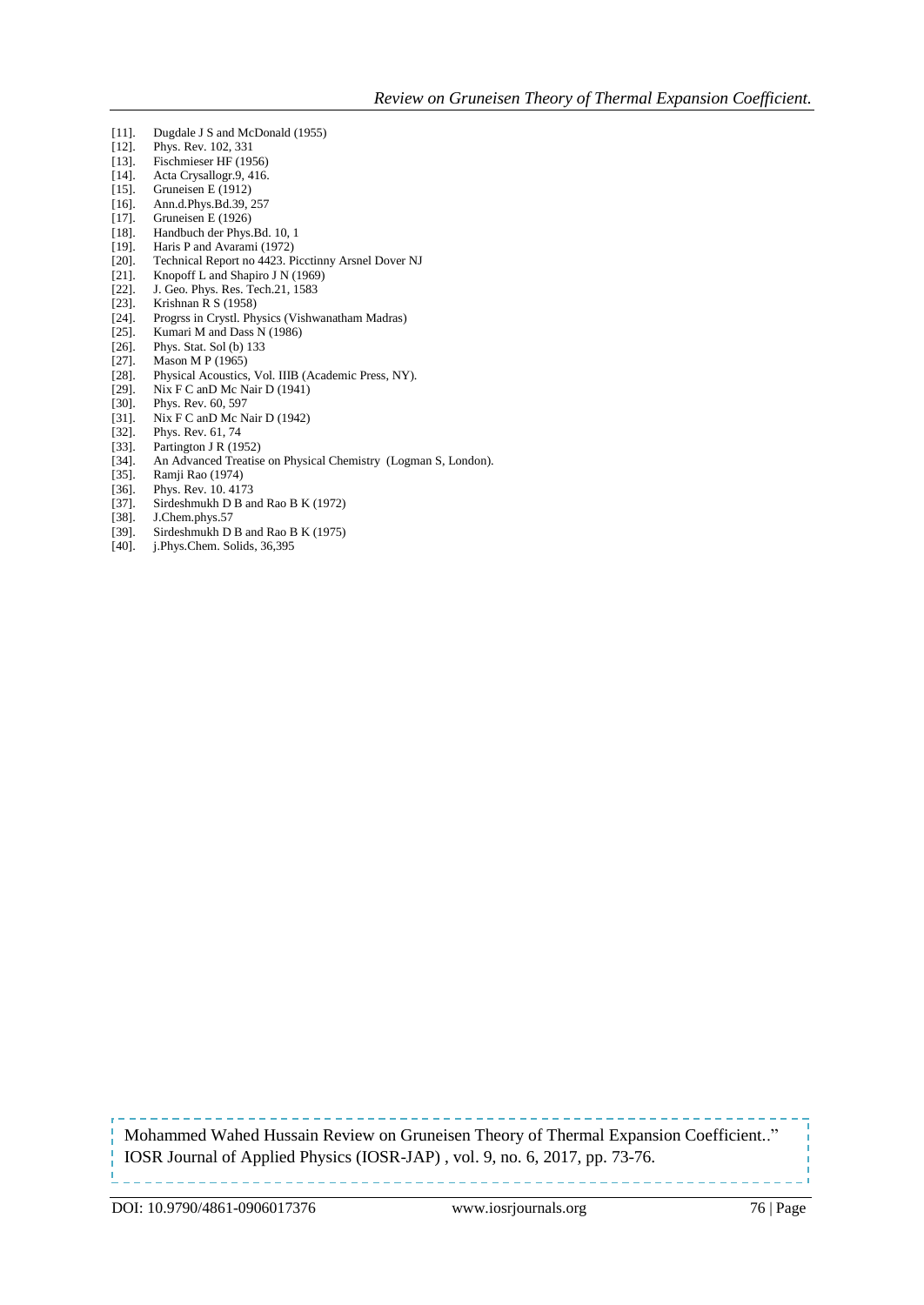[11]. Dugdale J S and McDonald (1955)
[12]. Phys. Rev. 102, 331
[13]. Fischmieser HF (1956)
[14]. Acta Crysallogr.9, 416.
[15]. Gruneisen E (1912)
[16]. Ann.d.Phys.Bd.39, 257
[17]. Gruneisen E (1926)
[18]. Handbuch der Phys.Bd. 10, 1
[19]. Haris P and Avarami (1972)
[20]. Technical Report no 4423. Picctinny Arsnel Dover NJ
[21]. Knopoff L and Shapiro J N (1969)
[22]. J. Geo. Phys. Res. Tech.21, 1583
[23]. Krishnan R S (1958)
[24]. Progrss in Crystl. Physics (Vishwanatham Madras)
[25]. Kumari M and Dass N (1986)
[26]. Phys. Stat. Sol (b) 133
[27]. Mason M P (1965)
[28]. Physical Acoustics, Vol. IIIB (Academic Press, NY).
[29]. Nix F C anD Mc Nair D (1941)
[30]. Phys. Rev. 60, 597
[31]. Nix F C anD Mc Nair D (1942)
[32]. Phys. Rev. 61, 74
[33]. Partington J R (1952)
[34]. An Advanced Treatise on Physical Chemistry (Logman S, London).
[35]. Ramji Rao (1974)
[36]. Phys. Rev. 10. 4173
[37]. Sirdeshmukh D B and Rao B K (1972)
[38]. J.Chem.phys.57
[39]. Sirdeshmukh D B and Rao B K (1975)
[40]. j.Phys.Chem. Solids, 36,395

Mohammed Wahed Hussain Review on Gruneisen Theory of Thermal Expansion Coefficient.." IOSR Journal of Applied Physics (IOSR-JAP) , vol. 9, no. 6, 2017, pp. 73-76.